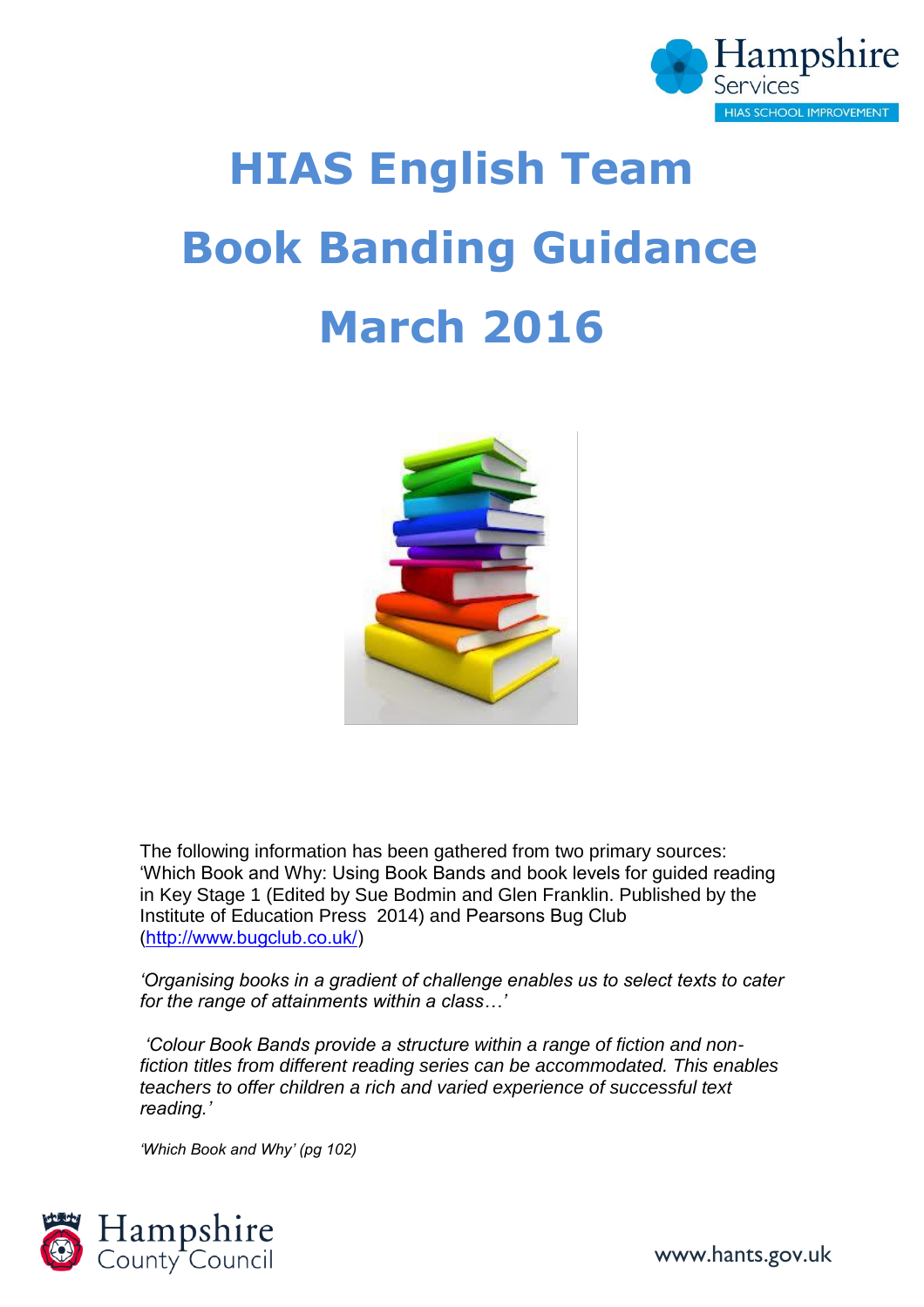# HIAS English Team

# Book Banding Guidance

# March 2016

The following information has been gathered from two primary sources: 'Which Book and Why: Using Book Bands and book levels for guided reading in Key Stage 1 (Edited by Sue Bodmin and Glen Franklin. Published by the Institute of Education Press 2014) and Pearsons Bug Club (http://www.bugclub.co.uk/)

*'Organising books in a gradient of challenge enables us to select texts to cater for the range of attainments within a class…'*

*'Colour Book Bands provide a structure within a range of fiction and non-fiction titles from different reading series can be accommodated. This enables teachers to offer children a rich and varied experience of successful text reading.'*

*'Which Book and Why' (pg 102)*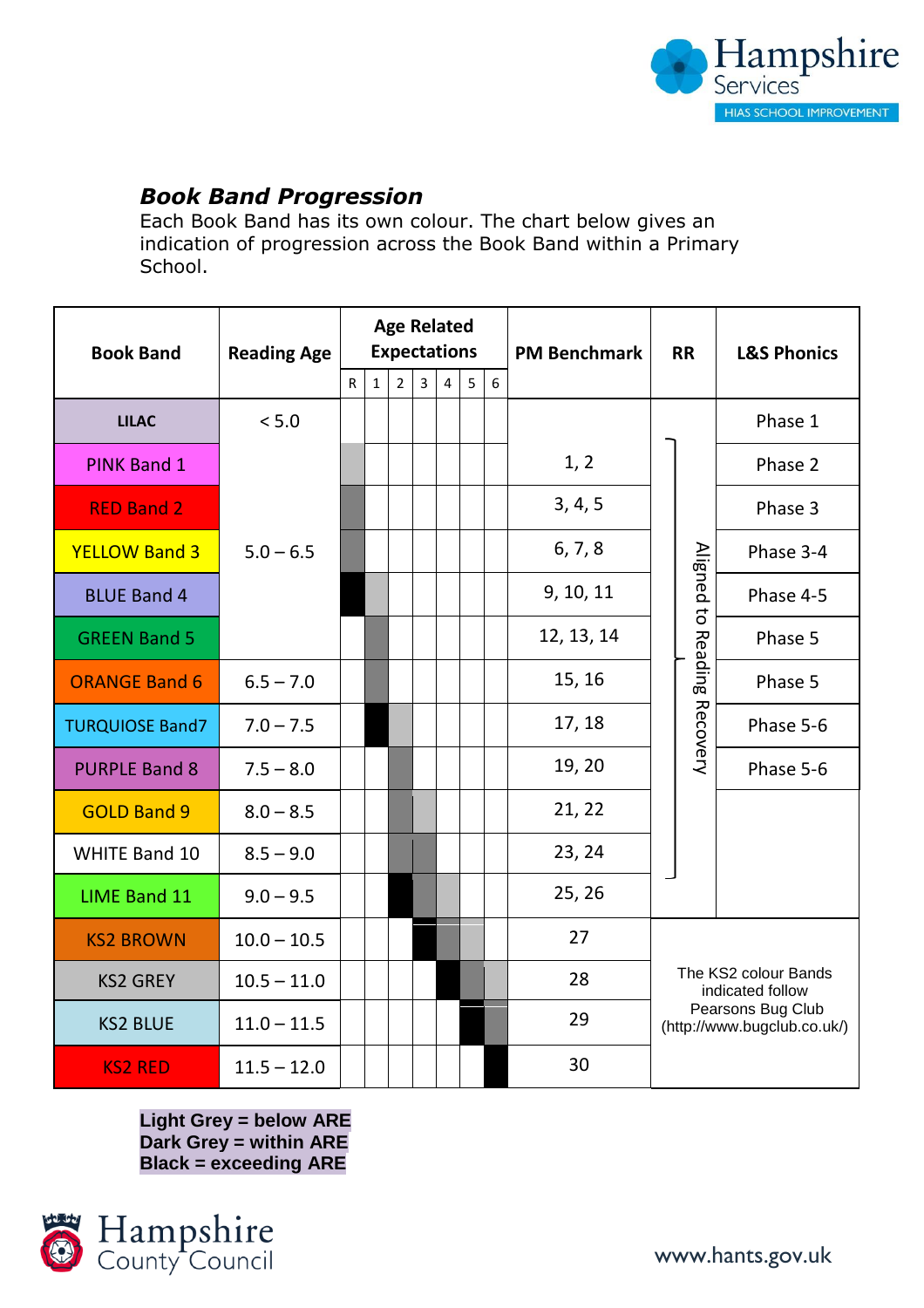## *Book Band Progression*

Each Book Band has its own colour. The chart below gives an indication of progression across the Book Band within a Primary School.

| Book Band | Reading Age | Age Related Expectations | | | | | | | PM Benchmark | RR | L&S Phonics |
|---|---|---|---|---|---|---|---|---|---|---|---|
| | | R | 1 | 2 | 3 | 4 | 5 | 6 | | | |
| LILAC | < 5.0 | | | | | | | | | | Phase 1 |
| PINK Band 1 | 5.0 – 6.5 | Light Grey | | | | | | | 1, 2 | Aligned to Reading Recovery | Phase 2 |
| RED Band 2 | | Dark Grey | | | | | | | 3, 4, 5 | | Phase 3 |
| YELLOW Band 3 | | Dark Grey | | | | | | | 6, 7, 8 | | Phase 3-4 |
| BLUE Band 4 | | Black | Light Grey | | | | | | 9, 10, 11 | | Phase 4-5 |
| GREEN Band 5 | | | Dark Grey | | | | | | 12, 13, 14 | | Phase 5 |
| ORANGE Band 6 | 6.5 – 7.0 | | Dark Grey | | | | | | 15, 16 | | Phase 5 |
| TURQUIOSE Band7 | 7.0 – 7.5 | | Black | Light Grey | | | | | 17, 18 | | Phase 5-6 |
| PURPLE Band 8 | 7.5 – 8.0 | | | Dark Grey | | | | | 19, 20 | | Phase 5-6 |
| GOLD Band 9 | 8.0 – 8.5 | | | Dark Grey | Light Grey | | | | 21, 22 | | |
| WHITE Band 10 | 8.5 – 9.0 | | | Dark Grey | Dark Grey | | | | 23, 24 | | |
| LIME Band 11 | 9.0 – 9.5 | | | Black | Dark Grey | Light Grey | | | 25, 26 | | |
| KS2 BROWN | 10.0 – 10.5 | | | | Black | Dark Grey | Light Grey | | 27 | The KS2 colour Bands indicated follow Pearsons Bug Club (http://www.bugclub.co.uk/) | |
| KS2 GREY | 10.5 – 11.0 | | | | | Black | Dark Grey | Light Grey | 28 | | |
| KS2 BLUE | 11.0 – 11.5 | | | | | | Black | Dark Grey | 29 | | |
| KS2 RED | 11.5 – 12.0 | | | | | | | Black | 30 | | |

**Light Grey = below ARE**
**Dark Grey = within ARE**
**Black = exceeding ARE**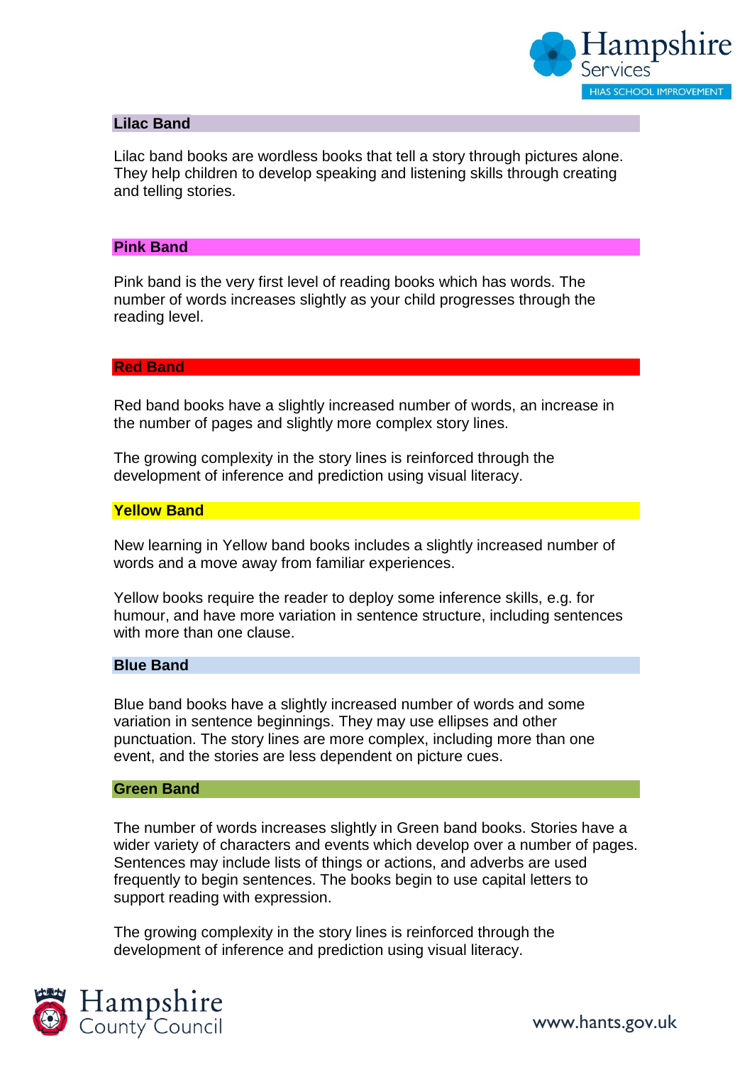## Lilac Band

Lilac band books are wordless books that tell a story through pictures alone. They help children to develop speaking and listening skills through creating and telling stories.

## Pink Band

Pink band is the very first level of reading books which has words. The number of words increases slightly as your child progresses through the reading level.

## Red Band

Red band books have a slightly increased number of words, an increase in the number of pages and slightly more complex story lines.

The growing complexity in the story lines is reinforced through the development of inference and prediction using visual literacy.

## Yellow Band

New learning in Yellow band books includes a slightly increased number of words and a move away from familiar experiences.

Yellow books require the reader to deploy some inference skills, e.g. for humour, and have more variation in sentence structure, including sentences with more than one clause.

## Blue Band

Blue band books have a slightly increased number of words and some variation in sentence beginnings. They may use ellipses and other punctuation. The story lines are more complex, including more than one event, and the stories are less dependent on picture cues.

## Green Band

The number of words increases slightly in Green band books. Stories have a wider variety of characters and events which develop over a number of pages. Sentences may include lists of things or actions, and adverbs are used frequently to begin sentences. The books begin to use capital letters to support reading with expression.

The growing complexity in the story lines is reinforced through the development of inference and prediction using visual literacy.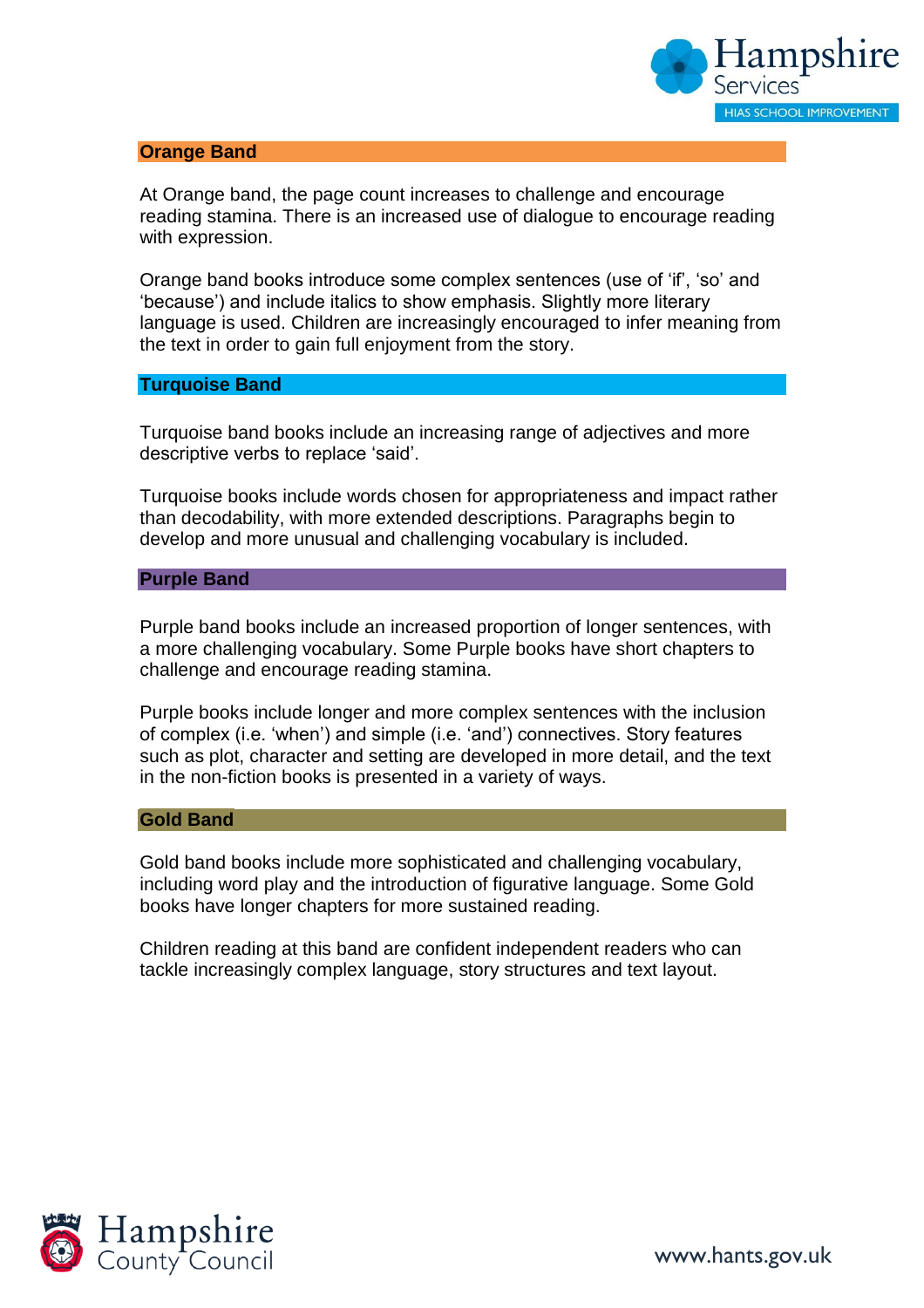## Orange Band

At Orange band, the page count increases to challenge and encourage reading stamina. There is an increased use of dialogue to encourage reading with expression.

Orange band books introduce some complex sentences (use of 'if', 'so' and 'because') and include italics to show emphasis. Slightly more literary language is used. Children are increasingly encouraged to infer meaning from the text in order to gain full enjoyment from the story.

## Turquoise Band

Turquoise band books include an increasing range of adjectives and more descriptive verbs to replace 'said'.

Turquoise books include words chosen for appropriateness and impact rather than decodability, with more extended descriptions. Paragraphs begin to develop and more unusual and challenging vocabulary is included.

## Purple Band

Purple band books include an increased proportion of longer sentences, with a more challenging vocabulary. Some Purple books have short chapters to challenge and encourage reading stamina.

Purple books include longer and more complex sentences with the inclusion of complex (i.e. 'when') and simple (i.e. 'and') connectives. Story features such as plot, character and setting are developed in more detail, and the text in the non-fiction books is presented in a variety of ways.

## Gold Band

Gold band books include more sophisticated and challenging vocabulary, including word play and the introduction of figurative language. Some Gold books have longer chapters for more sustained reading.

Children reading at this band are confident independent readers who can tackle increasingly complex language, story structures and text layout.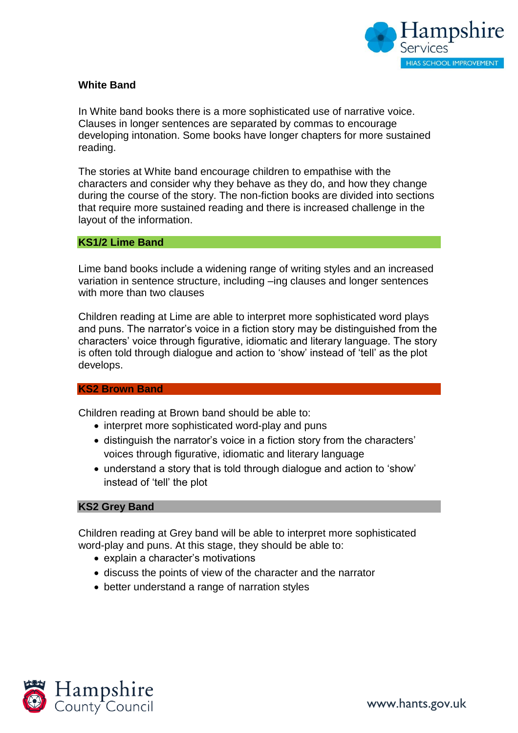## White Band

In White band books there is a more sophisticated use of narrative voice. Clauses in longer sentences are separated by commas to encourage developing intonation. Some books have longer chapters for more sustained reading.

The stories at White band encourage children to empathise with the characters and consider why they behave as they do, and how they change during the course of the story. The non-fiction books are divided into sections that require more sustained reading and there is increased challenge in the layout of the information.

## KS1/2 Lime Band

Lime band books include a widening range of writing styles and an increased variation in sentence structure, including –ing clauses and longer sentences with more than two clauses

Children reading at Lime are able to interpret more sophisticated word plays and puns. The narrator's voice in a fiction story may be distinguished from the characters' voice through figurative, idiomatic and literary language. The story is often told through dialogue and action to 'show' instead of 'tell' as the plot develops.

## KS2 Brown Band

Children reading at Brown band should be able to:

- interpret more sophisticated word-play and puns
- distinguish the narrator's voice in a fiction story from the characters' voices through figurative, idiomatic and literary language
- understand a story that is told through dialogue and action to 'show' instead of 'tell' the plot

## KS2 Grey Band

Children reading at Grey band will be able to interpret more sophisticated word-play and puns. At this stage, they should be able to:

- explain a character's motivations
- discuss the points of view of the character and the narrator
- better understand a range of narration styles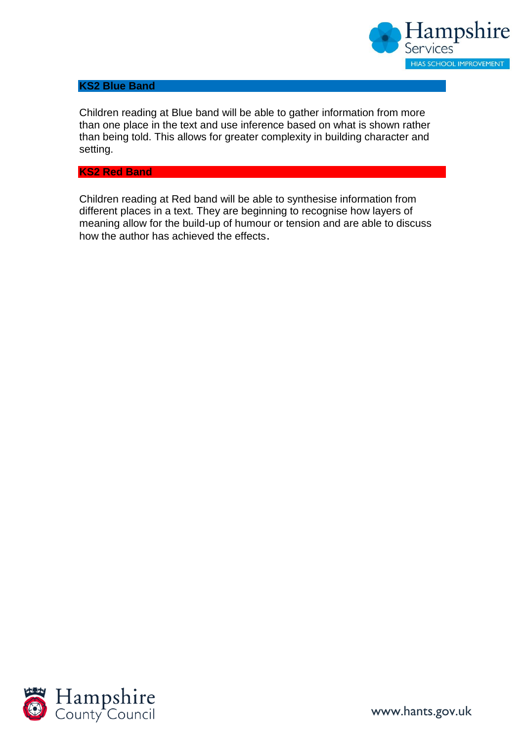## KS2 Blue Band

Children reading at Blue band will be able to gather information from more than one place in the text and use inference based on what is shown rather than being told. This allows for greater complexity in building character and setting.

## KS2 Red Band

Children reading at Red band will be able to synthesise information from different places in a text. They are beginning to recognise how layers of meaning allow for the build-up of humour or tension and are able to discuss how the author has achieved the effects.